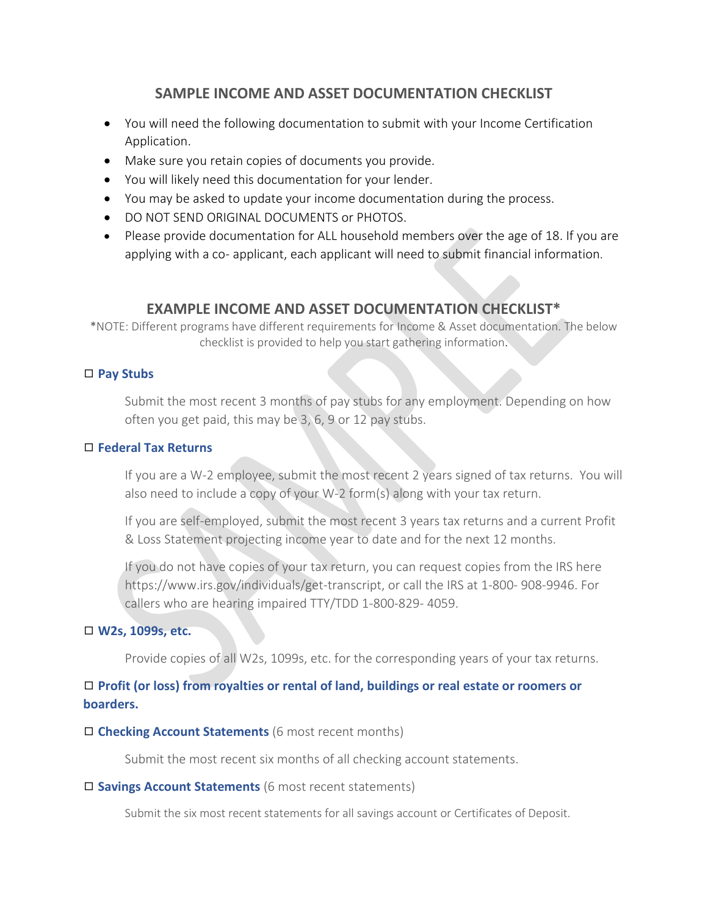## SAMPLE INCOME AND ASSET DOCUMENTATION CHECKLIST

- You will need the following documentation to submit with your Income Certification Application.
- Make sure you retain copies of documents you provide.
- You will likely need this documentation for your lender.
- You may be asked to update your income documentation during the process.
- DO NOT SEND ORIGINAL DOCUMENTS or PHOTOS.
- Please provide documentation for ALL household members over the age of 18. If you are applying with a co- applicant, each applicant will need to submit financial information.

## EXAMPLE INCOME AND ASSET DOCUMENTATION CHECKLIST*

*NOTE: Different programs have different requirements for Income & Asset documentation. The below checklist is provided to help you start gathering information.

☐ **Pay Stubs**

Submit the most recent 3 months of pay stubs for any employment. Depending on how often you get paid, this may be 3, 6, 9 or 12 pay stubs.

☐ **Federal Tax Returns**

If you are a W-2 employee, submit the most recent 2 years signed of tax returns. You will also need to include a copy of your W-2 form(s) along with your tax return.

If you are self-employed, submit the most recent 3 years tax returns and a current Profit & Loss Statement projecting income year to date and for the next 12 months.

If you do not have copies of your tax return, you can request copies from the IRS here https://www.irs.gov/individuals/get-transcript, or call the IRS at 1-800- 908-9946. For callers who are hearing impaired TTY/TDD 1-800-829- 4059.

☐ **W2s, 1099s, etc.**

Provide copies of all W2s, 1099s, etc. for the corresponding years of your tax returns.

☐ **Profit (or loss) from royalties or rental of land, buildings or real estate or roomers or boarders.**

☐ **Checking Account Statements** (6 most recent months)

Submit the most recent six months of all checking account statements.

☐ **Savings Account Statements** (6 most recent statements)

Submit the six most recent statements for all savings account or Certificates of Deposit.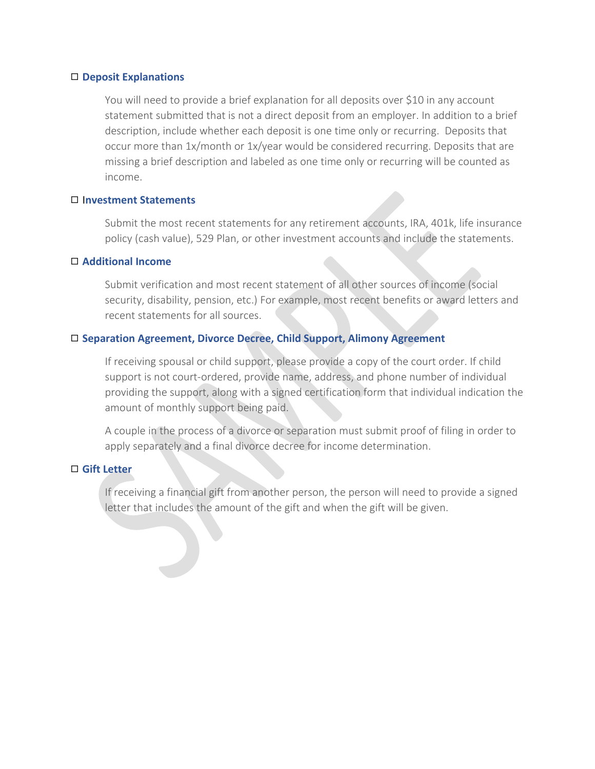☐ **Deposit Explanations**

You will need to provide a brief explanation for all deposits over $10 in any account statement submitted that is not a direct deposit from an employer. In addition to a brief description, include whether each deposit is one time only or recurring. Deposits that occur more than 1x/month or 1x/year would be considered recurring. Deposits that are missing a brief description and labeled as one time only or recurring will be counted as income.

☐ **Investment Statements**

Submit the most recent statements for any retirement accounts, IRA, 401k, life insurance policy (cash value), 529 Plan, or other investment accounts and include the statements.

☐ **Additional Income**

Submit verification and most recent statement of all other sources of income (social security, disability, pension, etc.) For example, most recent benefits or award letters and recent statements for all sources.

☐ **Separation Agreement, Divorce Decree, Child Support, Alimony Agreement**

If receiving spousal or child support, please provide a copy of the court order. If child support is not court-ordered, provide name, address, and phone number of individual providing the support, along with a signed certification form that individual indication the amount of monthly support being paid.

A couple in the process of a divorce or separation must submit proof of filing in order to apply separately and a final divorce decree for income determination.

☐ **Gift Letter**

If receiving a financial gift from another person, the person will need to provide a signed letter that includes the amount of the gift and when the gift will be given.